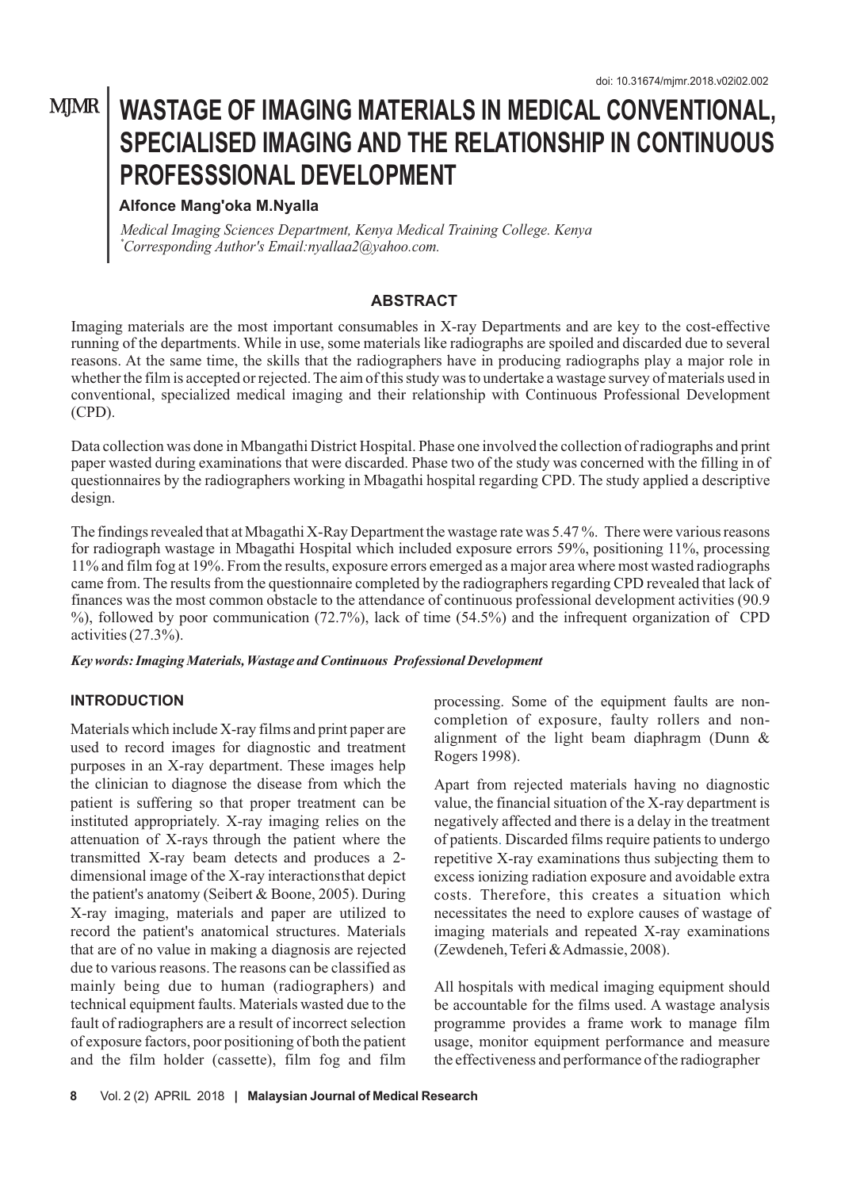doi: 10.31674/mjmr.2018.v02i02.002

# WASTAGE OF IMAGING MATERIALS IN MEDICAL CONVENTIONAL, SPECIALISED IMAGING AND THE RELATIONSHIP IN CONTINUOUS PROFESSSIONAL DEVELOPMENT

**Alfonce Mang'oka M.Nyalla**

*Medical Imaging Sciences Department, Kenya Medical Training College. Kenya*
*[*]Corresponding Author's Email:nyallaa2@yahoo.com.*

## ABSTRACT

Imaging materials are the most important consumables in X-ray Departments and are key to the cost-effective running of the departments. While in use, some materials like radiographs are spoiled and discarded due to several reasons. At the same time, the skills that the radiographers have in producing radiographs play a major role in whether the film is accepted or rejected. The aim of this study was to undertake a wastage survey of materials used in conventional, specialized medical imaging and their relationship with Continuous Professional Development (CPD).

Data collection was done in Mbangathi District Hospital. Phase one involved the collection of radiographs and print paper wasted during examinations that were discarded. Phase two of the study was concerned with the filling in of questionnaires by the radiographers working in Mbagathi hospital regarding CPD. The study applied a descriptive design.

The findings revealed that at Mbagathi X-Ray Department the wastage rate was 5.47 %. There were various reasons for radiograph wastage in Mbagathi Hospital which included exposure errors 59%, positioning 11%, processing 11% and film fog at 19%. From the results, exposure errors emerged as a major area where most wasted radiographs came from. The results from the questionnaire completed by the radiographers regarding CPD revealed that lack of finances was the most common obstacle to the attendance of continuous professional development activities (90.9 %), followed by poor communication (72.7%), lack of time (54.5%) and the infrequent organization of CPD activities (27.3%).

***Key words: Imaging Materials, Wastage and Continuous Professional Development***

## INTRODUCTION

Materials which include X-ray films and print paper are used to record images for diagnostic and treatment purposes in an X-ray department. These images help the clinician to diagnose the disease from which the patient is suffering so that proper treatment can be instituted appropriately. X-ray imaging relies on the attenuation of X-rays through the patient where the transmitted X-ray beam detects and produces a 2-dimensional image of the X-ray interactions that depict the patient's anatomy (Seibert & Boone, 2005). During X-ray imaging, materials and paper are utilized to record the patient's anatomical structures. Materials that are of no value in making a diagnosis are rejected due to various reasons. The reasons can be classified as mainly being due to human (radiographers) and technical equipment faults. Materials wasted due to the fault of radiographers are a result of incorrect selection of exposure factors, poor positioning of both the patient and the film holder (cassette), film fog and film processing. Some of the equipment faults are non-completion of exposure, faulty rollers and non-alignment of the light beam diaphragm (Dunn & Rogers 1998).

Apart from rejected materials having no diagnostic value, the financial situation of the X-ray department is negatively affected and there is a delay in the treatment of patients. Discarded films require patients to undergo repetitive X-ray examinations thus subjecting them to excess ionizing radiation exposure and avoidable extra costs. Therefore, this creates a situation which necessitates the need to explore causes of wastage of imaging materials and repeated X-ray examinations (Zewdeneh, Teferi & Admassie, 2008).

All hospitals with medical imaging equipment should be accountable for the films used. A wastage analysis programme provides a frame work to manage film usage, monitor equipment performance and measure the effectiveness and performance of the radiographer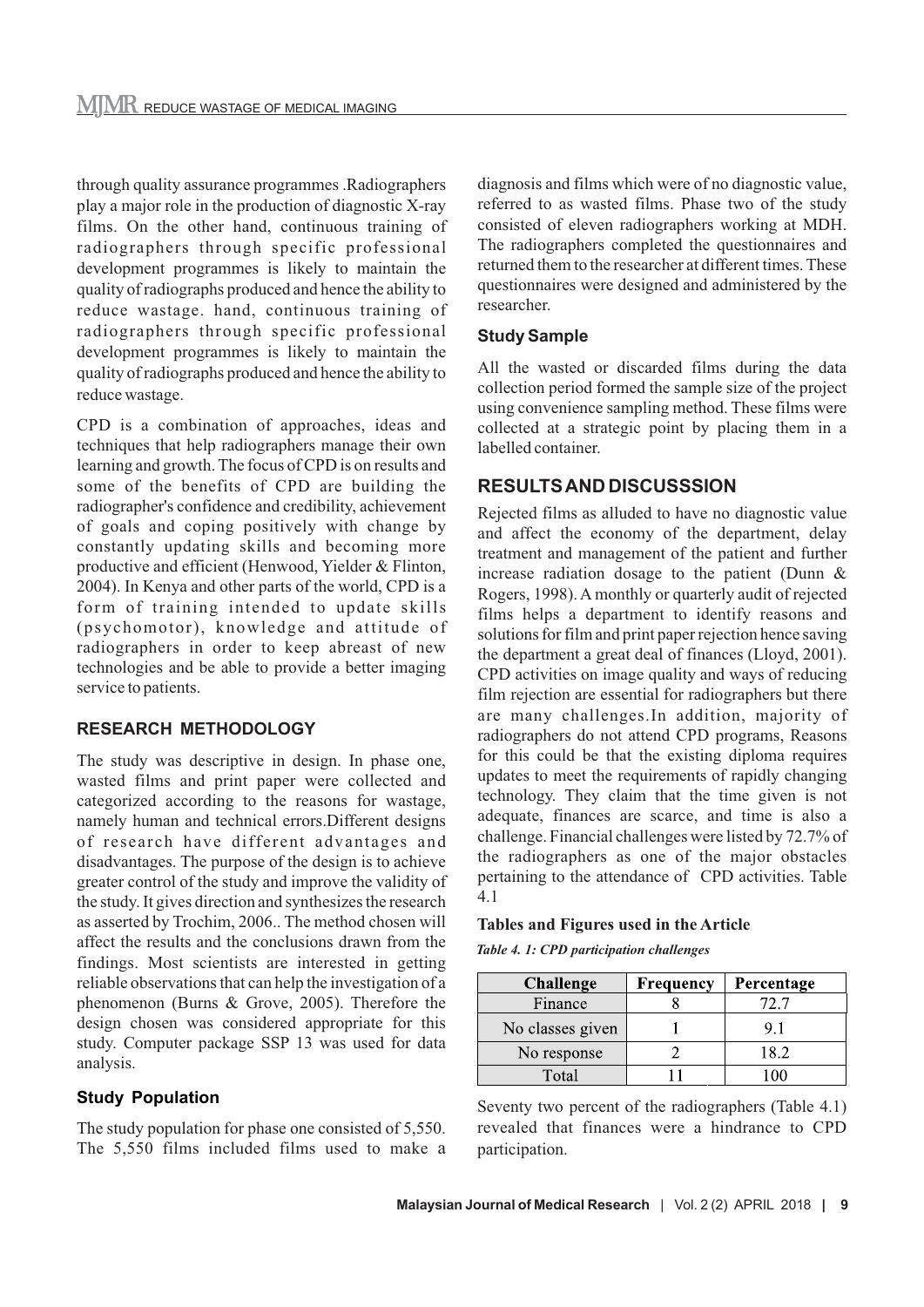through quality assurance programmes .Radiographers play a major role in the production of diagnostic X-ray films. On the other hand, continuous training of radiographers through specific professional development programmes is likely to maintain the quality of radiographs produced and hence the ability to reduce wastage. hand, continuous training of radiographers through specific professional development programmes is likely to maintain the quality of radiographs produced and hence the ability to reduce wastage.

CPD is a combination of approaches, ideas and techniques that help radiographers manage their own learning and growth. The focus of CPD is on results and some of the benefits of CPD are building the radiographer's confidence and credibility, achievement of goals and coping positively with change by constantly updating skills and becoming more productive and efficient (Henwood, Yielder & Flinton, 2004). In Kenya and other parts of the world, CPD is a form of training intended to update skills (psychomotor), knowledge and attitude of radiographers in order to keep abreast of new technologies and be able to provide a better imaging service to patients.

## RESEARCH METHODOLOGY

The study was descriptive in design. In phase one, wasted films and print paper were collected and categorized according to the reasons for wastage, namely human and technical errors.Different designs of research have different advantages and disadvantages. The purpose of the design is to achieve greater control of the study and improve the validity of the study. It gives direction and synthesizes the research as asserted by Trochim, 2006.. The method chosen will affect the results and the conclusions drawn from the findings. Most scientists are interested in getting reliable observations that can help the investigation of a phenomenon (Burns & Grove, 2005). Therefore the design chosen was considered appropriate for this study. Computer package SSP 13 was used for data analysis.

### Study Population

The study population for phase one consisted of 5,550. The 5,550 films included films used to make a diagnosis and films which were of no diagnostic value, referred to as wasted films. Phase two of the study consisted of eleven radiographers working at MDH. The radiographers completed the questionnaires and returned them to the researcher at different times. These questionnaires were designed and administered by the researcher.

### Study Sample

All the wasted or discarded films during the data collection period formed the sample size of the project using convenience sampling method. These films were collected at a strategic point by placing them in a labelled container.

## RESULTS AND DISCUSSSION

Rejected films as alluded to have no diagnostic value and affect the economy of the department, delay treatment and management of the patient and further increase radiation dosage to the patient (Dunn & Rogers, 1998). A monthly or quarterly audit of rejected films helps a department to identify reasons and solutions for film and print paper rejection hence saving the department a great deal of finances (Lloyd, 2001). CPD activities on image quality and ways of reducing film rejection are essential for radiographers but there are many challenges.In addition, majority of radiographers do not attend CPD programs, Reasons for this could be that the existing diploma requires updates to meet the requirements of rapidly changing technology. They claim that the time given is not adequate, finances are scarce, and time is also a challenge. Financial challenges were listed by 72.7% of the radiographers as one of the major obstacles pertaining to the attendance of CPD activities. Table 4.1

**Tables and Figures used in the Article**

*Table 4. 1: CPD participation challenges*

| Challenge | Frequency | Percentage |
|---|---|---|
| Finance | 8 | 72.7 |
| No classes given | 1 | 9.1 |
| No response | 2 | 18.2 |
| Total | 11 | 100 |

Seventy two percent of the radiographers (Table 4.1) revealed that finances were a hindrance to CPD participation.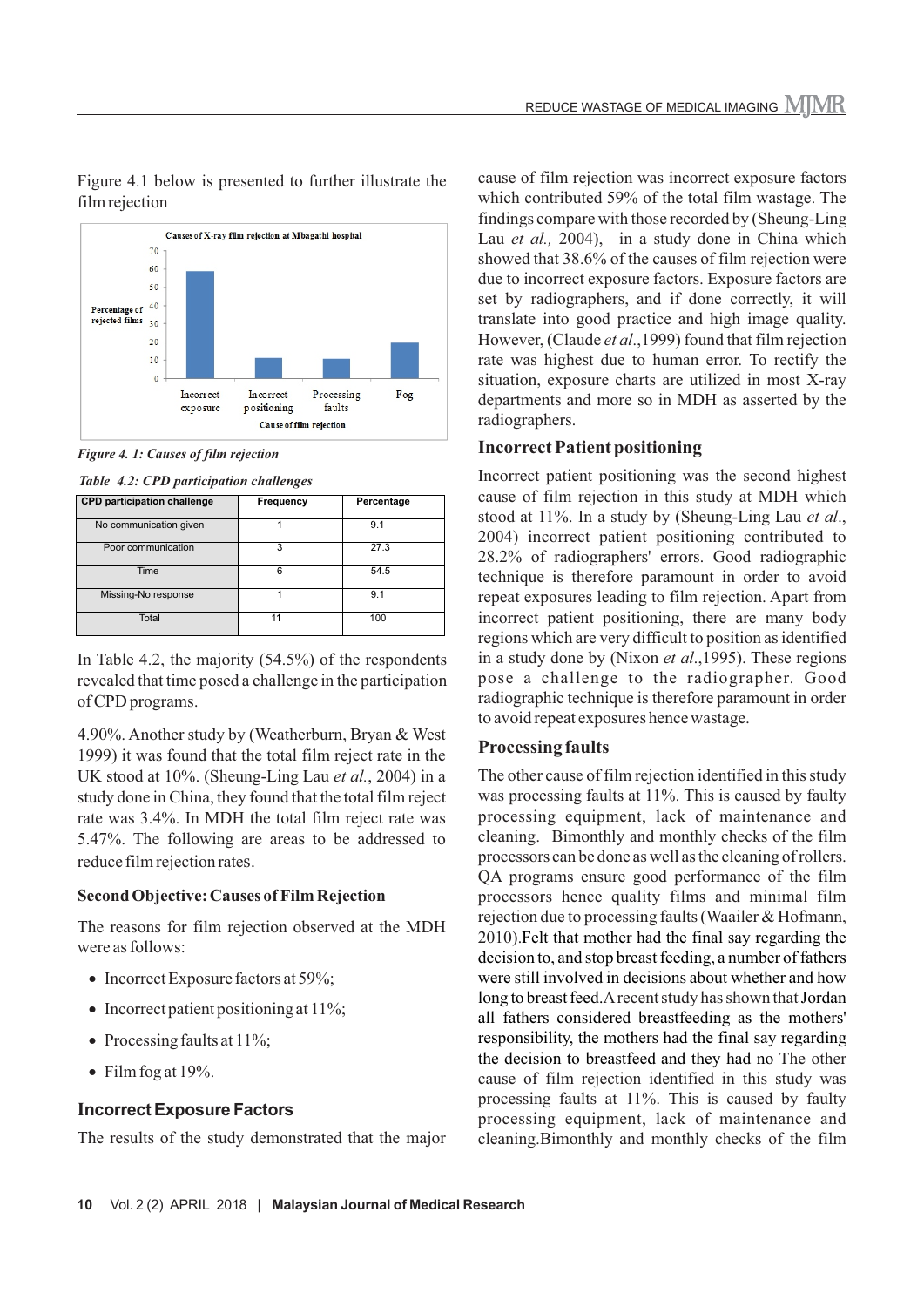Figure 4.1 below is presented to further illustrate the film rejection

*Figure 4. 1: Causes of film rejection*

*Table 4.2: CPD participation challenges*

| CPD participation challenge | Frequency | Percentage |
|---|---|---|
| No communication given | 1 | 9.1 |
| Poor communication | 3 | 27.3 |
| Time | 6 | 54.5 |
| Missing-No response | 1 | 9.1 |
| Total | 11 | 100 |

In Table 4.2, the majority (54.5%) of the respondents revealed that time posed a challenge in the participation of CPD programs.

4.90%. Another study by (Weatherburn, Bryan & West 1999) it was found that the total film reject rate in the UK stood at 10%. (Sheung-Ling Lau *et al.*, 2004) in a study done in China, they found that the total film reject rate was 3.4%. In MDH the total film reject rate was 5.47%. The following are areas to be addressed to reduce film rejection rates.

**Second Objective: Causes of Film Rejection**

The reasons for film rejection observed at the MDH were as follows:

- Incorrect Exposure factors at 59%;
- Incorrect patient positioning at 11%;
- Processing faults at 11%;
- Film fog at 19%.

### Incorrect Exposure Factors

The results of the study demonstrated that the major cause of film rejection was incorrect exposure factors which contributed 59% of the total film wastage. The findings compare with those recorded by (Sheung-Ling Lau *et al.,* 2004), in a study done in China which showed that 38.6% of the causes of film rejection were due to incorrect exposure factors. Exposure factors are set by radiographers, and if done correctly, it will translate into good practice and high image quality. However, (Claude *et al*.,1999) found that film rejection rate was highest due to human error. To rectify the situation, exposure charts are utilized in most X-ray departments and more so in MDH as asserted by the radiographers.

### Incorrect Patient positioning

Incorrect patient positioning was the second highest cause of film rejection in this study at MDH which stood at 11%. In a study by (Sheung-Ling Lau *et al*., 2004) incorrect patient positioning contributed to 28.2% of radiographers' errors. Good radiographic technique is therefore paramount in order to avoid repeat exposures leading to film rejection. Apart from incorrect patient positioning, there are many body regions which are very difficult to position as identified in a study done by (Nixon *et al*.,1995). These regions pose a challenge to the radiographer. Good radiographic technique is therefore paramount in order to avoid repeat exposures hence wastage.

### Processing faults

The other cause of film rejection identified in this study was processing faults at 11%. This is caused by faulty processing equipment, lack of maintenance and cleaning. Bimonthly and monthly checks of the film processors can be done as well as the cleaning of rollers. QA programs ensure good performance of the film processors hence quality films and minimal film rejection due to processing faults (Waailer & Hofmann, 2010).Felt that mother had the final say regarding the decision to, and stop breast feeding, a number of fathers were still involved in decisions about whether and how long to breast feed.A recent study has shown that Jordan all fathers considered breastfeeding as the mothers' responsibility, the mothers had the final say regarding the decision to breastfeed and they had no The other cause of film rejection identified in this study was processing faults at 11%. This is caused by faulty processing equipment, lack of maintenance and cleaning.Bimonthly and monthly checks of the film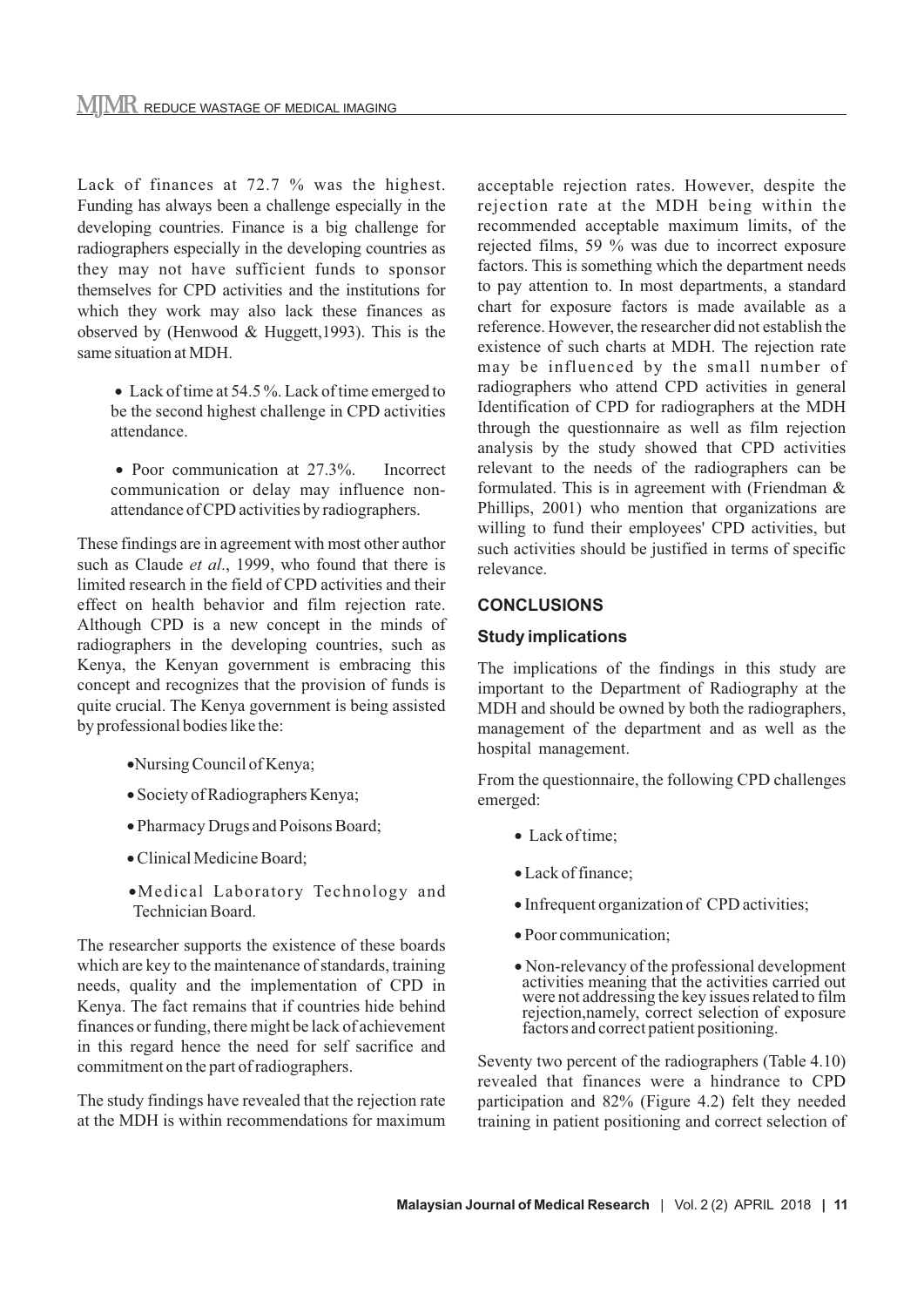Lack of finances at 72.7 % was the highest. Funding has always been a challenge especially in the developing countries. Finance is a big challenge for radiographers especially in the developing countries as they may not have sufficient funds to sponsor themselves for CPD activities and the institutions for which they work may also lack these finances as observed by (Henwood & Huggett,1993). This is the same situation at MDH.

- Lack of time at 54.5 %. Lack of time emerged to be the second highest challenge in CPD activities attendance.
- Poor communication at 27.3%. Incorrect communication or delay may influence non-attendance of CPD activities by radiographers.

These findings are in agreement with most other author such as Claude *et al*., 1999, who found that there is limited research in the field of CPD activities and their effect on health behavior and film rejection rate. Although CPD is a new concept in the minds of radiographers in the developing countries, such as Kenya, the Kenyan government is embracing this concept and recognizes that the provision of funds is quite crucial. The Kenya government is being assisted by professional bodies like the:

- Nursing Council of Kenya;
- Society of Radiographers Kenya;
- Pharmacy Drugs and Poisons Board;
- Clinical Medicine Board;
- Medical Laboratory Technology and Technician Board.

The researcher supports the existence of these boards which are key to the maintenance of standards, training needs, quality and the implementation of CPD in Kenya. The fact remains that if countries hide behind finances or funding, there might be lack of achievement in this regard hence the need for self sacrifice and commitment on the part of radiographers.

The study findings have revealed that the rejection rate at the MDH is within recommendations for maximum acceptable rejection rates. However, despite the rejection rate at the MDH being within the recommended acceptable maximum limits, of the rejected films, 59 % was due to incorrect exposure factors. This is something which the department needs to pay attention to. In most departments, a standard chart for exposure factors is made available as a reference. However, the researcher did not establish the existence of such charts at MDH. The rejection rate may be influenced by the small number of radiographers who attend CPD activities in general Identification of CPD for radiographers at the MDH through the questionnaire as well as film rejection analysis by the study showed that CPD activities relevant to the needs of the radiographers can be formulated. This is in agreement with (Friendman & Phillips, 2001) who mention that organizations are willing to fund their employees' CPD activities, but such activities should be justified in terms of specific relevance.

## CONCLUSIONS

### Study implications

The implications of the findings in this study are important to the Department of Radiography at the MDH and should be owned by both the radiographers, management of the department and as well as the hospital management.

From the questionnaire, the following CPD challenges emerged:

- Lack of time;
- Lack of finance;
- Infrequent organization of CPD activities;
- Poor communication;
- Non-relevancy of the professional development activities meaning that the activities carried out were not addressing the key issues related to film rejection,namely, correct selection of exposure factors and correct patient positioning.

Seventy two percent of the radiographers (Table 4.10) revealed that finances were a hindrance to CPD participation and 82% (Figure 4.2) felt they needed training in patient positioning and correct selection of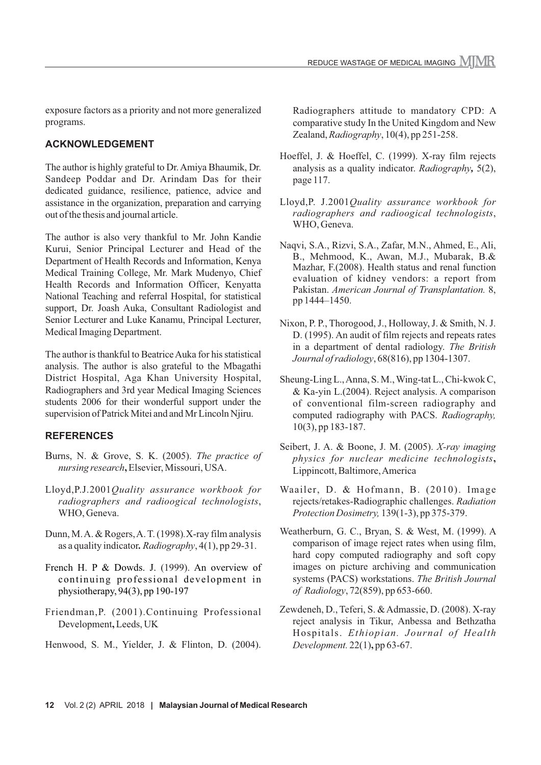exposure factors as a priority and not more generalized programs.

## ACKNOWLEDGEMENT

The author is highly grateful to Dr. Amiya Bhaumik, Dr. Sandeep Poddar and Dr. Arindam Das for their dedicated guidance, resilience, patience, advice and assistance in the organization, preparation and carrying out of the thesis and journal article.

The author is also very thankful to Mr. John Kandie Kurui, Senior Principal Lecturer and Head of the Department of Health Records and Information, Kenya Medical Training College, Mr. Mark Mudenyo, Chief Health Records and Information Officer, Kenyatta National Teaching and referral Hospital, for statistical support, Dr. Joash Auka, Consultant Radiologist and Senior Lecturer and Luke Kanamu, Principal Lecturer, Medical Imaging Department.

The author is thankful to Beatrice Auka for his statistical analysis. The author is also grateful to the Mbagathi District Hospital, Aga Khan University Hospital, Radiographers and 3rd year Medical Imaging Sciences students 2006 for their wonderful support under the supervision of Patrick Mitei and and Mr Lincoln Njiru.

## REFERENCES

Burns, N. & Grove, S. K. (2005). *The practice of nursing research***,** Elsevier, Missouri, USA.

Lloyd,P.J.2001*Quality assurance workbook for radiographers and radioogical technologists*, WHO, Geneva.

Dunn, M. A. & Rogers, A. T. (1998). X-ray film analysis as a quality indicator**.** *Radiography*, 4(1), pp 29-31.

French H. P & Dowds. J. (1999). An overview of continuing professional development in physiotherapy, 94(3), pp 190-197

Friendman,P. (2001).Continuing Professional Development**,** Leeds, UK

Henwood, S. M., Yielder, J. & Flinton, D. (2004). Radiographers attitude to mandatory CPD: A comparative study In the United Kingdom and New Zealand, *Radiography*, 10(4), pp 251-258.

Hoeffel, J. & Hoeffel, C. (1999). X-ray film rejects analysis as a quality indicator. *Radiography***,** 5(2), page 117.

Lloyd,P. J.2001*Quality assurance workbook for radiographers and radioogical technologists*, WHO, Geneva.

Naqvi, S.A., Rizvi, S.A., Zafar, M.N., Ahmed, E., Ali, B., Mehmood, K., Awan, M.J., Mubarak, B.& Mazhar, F.(2008). Health status and renal function evaluation of kidney vendors: a report from Pakistan. *American Journal of Transplantation.* 8, pp 1444–1450.

Nixon, P. P., Thorogood, J., Holloway, J. & Smith, N. J. D. (1995). An audit of film rejects and repeats rates in a department of dental radiology. *The British Journal of radiology*, 68(816), pp 1304-1307.

Sheung-Ling L., Anna, S. M., Wing-tat L., Chi-kwok C, & Ka-yin L.(2004). Reject analysis. A comparison of conventional film-screen radiography and computed radiography with PACS. *Radiography,* 10(3), pp 183-187.

Seibert, J. A. & Boone, J. M. (2005). *X-ray imaging physics for nuclear medicine technologists***,** Lippincott, Baltimore, America

Waailer, D. & Hofmann, B. (2010). Image rejects/retakes-Radiographic challenges. *Radiation Protection Dosimetry,* 139(1-3), pp 375-379.

Weatherburn, G. C., Bryan, S. & West, M. (1999). A comparison of image reject rates when using film, hard copy computed radiography and soft copy images on picture archiving and communication systems (PACS) workstations. *The British Journal of Radiology*, 72(859), pp 653-660.

Zewdeneh, D., Teferi, S. & Admassie, D. (2008). X-ray reject analysis in Tikur, Anbessa and Bethzatha Hospitals. *Ethiopian. Journal of Health Development.* 22(1)**,** pp 63-67.